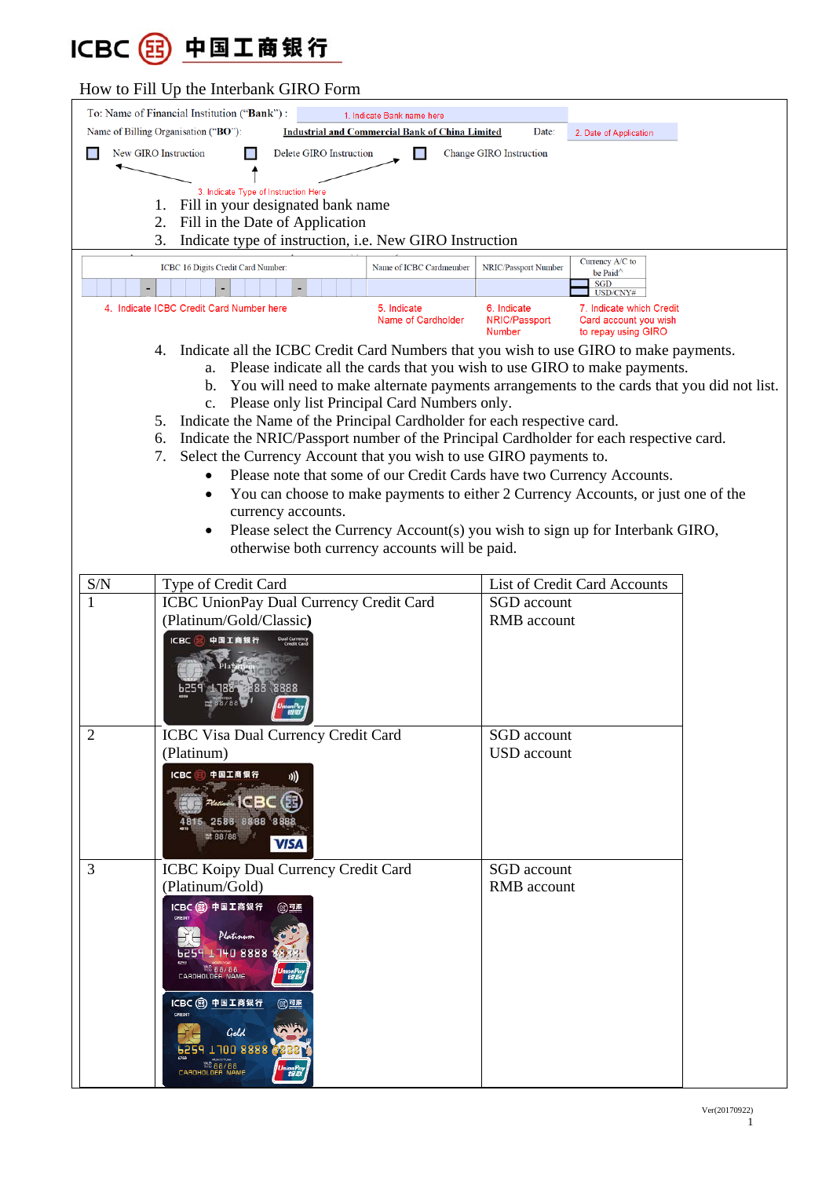ICBC 中国工商银行

# How to Fill Up the Interbank GIRO Form

To: Name of Financial Institution ("Bank") : 1. Indicate Bank name here

Name of Billing Organisation ("BO"): **Industrial and Commercial Bank of China Limited** Date: 2. Date of Application

☐ New GIRO Instruction ☐ Delete GIRO Instruction ☐ Change GIRO Instruction

3. Indicate Type of Instruction Here

1. Fill in your designated bank name
2. Fill in the Date of Application
3. Indicate type of instruction, i.e. New GIRO Instruction

| ICBC 16 Digits Credit Card Number: | Name of ICBC Cardmember | NRIC/Passport Number | Currency A/C to be Paid^ |
|---|---|---|---|
| - - - | | | ☐ SGD ☐ USD/CNY# |
| 4. Indicate ICBC Credit Card Number here | 5. Indicate Name of Cardholder | 6. Indicate NRIC/Passport Number | 7. Indicate which Credit Card account you wish to repay using GIRO |

4. Indicate all the ICBC Credit Card Numbers that you wish to use GIRO to make payments.
   a. Please indicate all the cards that you wish to use GIRO to make payments.
   b. You will need to make alternate payments arrangements to the cards that you did not list.
   c. Please only list Principal Card Numbers only.
5. Indicate the Name of the Principal Cardholder for each respective card.
6. Indicate the NRIC/Passport number of the Principal Cardholder for each respective card.
7. Select the Currency Account that you wish to use GIRO payments to.
   - Please note that some of our Credit Cards have two Currency Accounts.
   - You can choose to make payments to either 2 Currency Accounts, or just one of the currency accounts.
   - Please select the Currency Account(s) you wish to sign up for Interbank GIRO, otherwise both currency accounts will be paid.

| S/N | Type of Credit Card | List of Credit Card Accounts |
|---|---|---|
| 1 | ICBC UnionPay Dual Currency Credit Card (Platinum/Gold/Classic) | SGD account<br>RMB account |
| 2 | ICBC Visa Dual Currency Credit Card (Platinum) | SGD account<br>USD account |
| 3 | ICBC Koipy Dual Currency Credit Card (Platinum/Gold) | SGD account<br>RMB account |

Ver(20170922)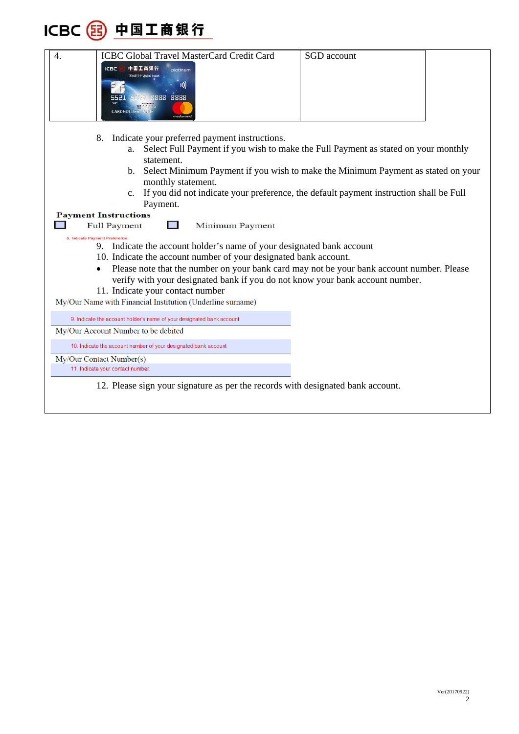| | | | |
|---|---|---|---|
| 4. | ICBC Global Travel MasterCard Credit Card | SGD account | |

8. Indicate your preferred payment instructions.
   a. Select Full Payment if you wish to make the Full Payment as stated on your monthly statement.
   b. Select Minimum Payment if you wish to make the Minimum Payment as stated on your monthly statement.
   c. If you did not indicate your preference, the default payment instruction shall be Full Payment.

**Payment Instructions**

☐ Full Payment ☐ Minimum Payment

8. Indicate Payment Preference

9. Indicate the account holder's name of your designated bank account
10. Indicate the account number of your designated bank account.
    - Please note that the number on your bank card may not be your bank account number. Please verify with your designated bank if you do not know your bank account number.
11. Indicate your contact number

My/Our Name with Financial Institution (Underline surname)

9. Indicate the account holder's name of your designated bank account

My/Our Account Number to be debited

10. Indicate the account number of your designated bank account

My/Our Contact Number(s)

11. Indicate your contact number.

12. Please sign your signature as per the records with designated bank account.

Ver(20170922)